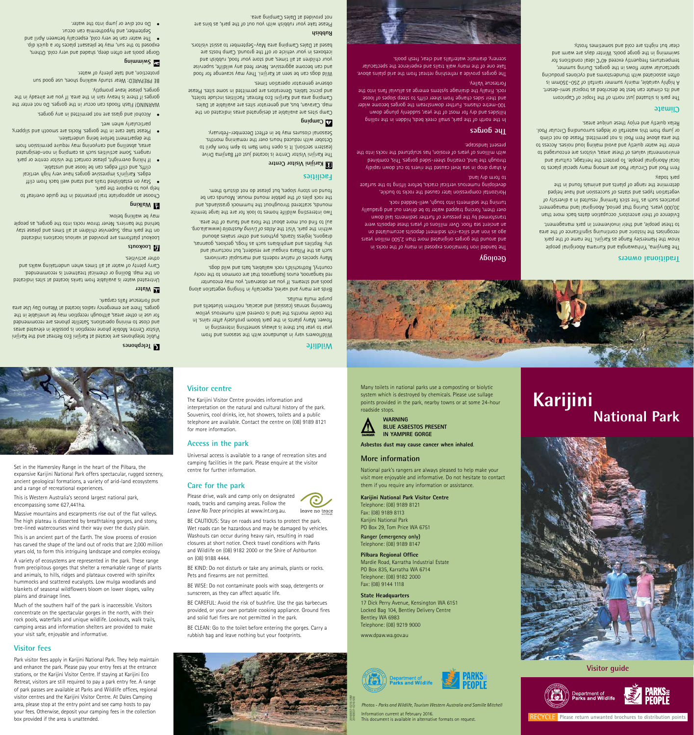# Karijini National Park

## Visitor guide

Department of Parks and Wildlife | PARKS and PEOPLE

RECYCLE Please return unwanted brochures to distribution points

Set in the Hamersley Range in the heart of the Pilbara, the expansive Karijini National Park offers spectacular, rugged scenery, ancient geological formations, a variety of arid-land ecosystems and a range of recreational experiences.

This is Western Australia's second largest national park, encompassing some 627,441ha.

Massive mountains and escarpments rise out of the flat valleys. The high plateau is dissected by breathtaking gorges, and stony, tree-lined watercourses wind their way over the dusty plain.

This is an ancient part of the Earth. The slow process of erosion has carved the shape of the land out of rocks that are 2,000 million years old, to form this intriguing landscape and complex ecology.

A variety of ecosystems are represented in the park. These range from precipitous gorges that shelter a remarkable range of plants and animals, to hills, ridges and plateaux covered with spinifex hummocks and scattered eucalypts. Low mulga woodlands and blankets of seasonal wildflowers bloom on lower slopes, valley plains and drainage lines.

Much of the southern half of the park is inaccessible. Visitors concentrate on the spectacular gorges in the north, with their rock pools, waterfalls and unique wildlife. Lookouts, walk trails, camping areas and information shelters are provided to make your visit safe, enjoyable and informative.

## Visitor fees

Park visitor fees apply in Karijini National Park. They help maintain and enhance the park. Please pay your entry fees at the entrance stations, or the Karijini Visitor Centre. If staying at Karijini Eco Retreat, visitors are still required to pay a park entry fee. A range of park passes are available at Parks and Wildlife offices, regional visitor centres and the Karijini Visitor Centre. At Dales Camping area, please stop at the entry point and see camp hosts to pay your fees. Otherwise, deposit your camping fees in the collection box provided if the area is unattended.

## Visitor centre

The Karijini Visitor Centre provides information and interpretation on the natural and cultural history of the park. Souvenirs, cool drinks, ice, hot showers, toilets and a public telephone are available. Contact the centre on (08) 9189 8121 for more information.

## Access in the park

Universal access is available to a range of recreation sites and camping facilities in the park. Please enquire at the visitor centre for further information.

## Care for the park

Please drive, walk and camp only on designated roads, tracks and camping areas. Follow the *Leave No Trace* principles at www.lnt.org.au.

BE CAUTIOUS: Stay on roads and tracks to protect the park. Wet roads can be hazardous and may be damaged by vehicles. Washouts can occur during heavy rain, resulting in road closures at short notice. Check travel conditions with Parks and Wildlife on (08) 9182 2000 or the Shire of Ashburton on (08) 9188 4444.

BE KIND: Do not disturb or take any animals, plants or rocks. Pets and firearms are not permitted.

BE WISE: Do not contaminate pools with soap, detergents or sunscreen, as they can affect aquatic life.

BE CAREFUL: Avoid the risk of bushfire. Use the gas barbecues provided, or your own portable cooking appliance. Ground fires and solid fuel fires are not permitted in the park.

BE CLEAN: Go to the toilet before entering the gorges. Carry a rubbish bag and leave nothing but your footprints.

Many toilets in national parks use a composting or biolytic system which is destroyed by chemicals. Please use sullage points provided in the park, nearby towns or at some 24-hour roadside stops.

**WARNING**
**BLUE ASBESTOS PRESENT IN YAMPIRE GORGE**

**Asbestos dust may cause cancer when inhaled**.

## More information

National park's rangers are always pleased to help make your visit more enjoyable and informative. Do not hesitate to contact them if you require any information or assistance.

**Karijini National Park Visitor Centre**
Telephone: (08) 9189 8121
Fax: (08) 9189 8113
Karijini National Park
PO Box 29, Tom Price WA 6751

**Ranger (emergency only)**
Telephone: (08) 9189 8147

**Pilbara Regional Office**
Mardie Road, Karratha Industrial Estate
PO Box 835, Karratha WA 6714
Telephone: (08) 9182 2000
Fax: (08) 9144 1118

**State Headquarters**
17 Dick Perry Avenue, Kensington WA 6151
Locked Bag 104, Bentley Delivery Centre
Bentley WA 6983
Telephone: (08) 9219 9000

www.dpaw.wa.gov.au

Department of Parks and Wildlife | PARKS and PEOPLE

*Photos – Parks and Wildlife, Tourism Western Australia and Samille Mitchell*

Information current at February 2016.
This document is available in alternative formats on request.

## Traditional owners

The Banyjima, Yinhawangka and Kurrama Aboriginal people know the Hamersley Range as Karijini. The name of the park recognises the historic and continuing significance of the area to these people, and their involvement in park management.

Evidence of their ancestors' occupation dates back more than 30,000 years. During that period, Aboriginal land management practices such as 'fire stick farming' resulted in a diversity of vegetation types and states of succession and may have helped determine the range of plants and animals found in the park today.

Fern Pool and Circular Pool are among many special places to local Aboriginal people. To protect the heritage, cultural and environmental values of these areas, visitors are encouraged to enter the water quietly and avoid making loud noises. Access to the area above Fern Pool is not permitted. Please do not climb or jump from this waterfall or ledges surrounding Circular Pool. Relax quietly and enjoy these unique areas.

## Climate

The park is situated just north of the Tropic of Capricorn and its climate can best be described as tropical semi-desert. A highly variable, mainly summer rainfall of 250–350mm is often associated with thunderstorms and cyclones producing spectacular water flows in the gorges. During summer, temperatures frequently exceed 40°C ideal conditions for swimming in the gorge pools. Winter days are warm and clear but nights are cold and sometimes frosty.

## Geology

The banded iron formations exposed in many of the rocks in and around the gorges originated more than 2,500 million years ago as iron and silica-rich sediment deposits accumulated on an ancient sea floor. Over millions of years these deposits were transformed by the pressure of further sediments laid down over them, forcing trapped water to be driven out and gradually turning the sediments into tough, well-bedded rock.

Horizontal compression later caused the rocks to buckle, developing numerous vertical cracks, before lifting to the surface to form dry land.

A sharp drop in sea level caused the rivers to cut down rapidly through the land, creating sheer-sided gorges. This, combined with millions of years of erosion, has sculptured the rocks into the present landscape.

## The gorges

In the north of the park, small creek beds, hidden in the rolling hillsides and dry for most of the year, suddenly plunge down 100-metre chasms. Further downstream the gorges become wider and their sides change from sheer cliffs to steep slopes of loose rock. Finally the drainage systems emerge as alluvial fans into the Fortescue Valley.

The gorges provide a refreshing retreat from the arid plains above. Take one of the many walk trails and experience the spectacular scenery, dramatic waterfalls and clear, fresh pools.

## Wildlife

Wildflowers vary in abundance with the seasons and from year to year but there is always something interesting in flower. Many plants in the park bloom profusely after rains. In the cooler months the land is covered with numerous yellow flowering sennas (cassias) and acacias, northern bluebells and purple mulla mullas.

Birds are many and varied, especially in fringing vegetation along pools and streams. If you are observant, you may encounter red kangaroos, euros (kangaroos that are common to the rocky country), Rothschild's rock wallabies, bats and wild dogs.

Many species of native rodents and marsupial carnivores such as the Pilbara ningaui are resident, but nocturnal and shy. Reptiles and amphibians such as frogs, geckos, goannas, dragons, legless lizards, pythons and other snakes abound within the park. Visit the *Atlas of Living Australia* (www.ala.org.au) to find out more about the flora and fauna of the area.

Two interesting wildlife homes to look for are the large termite mounds, scattered throughout the hummock grasslands, and the rock piles of the pebble mound mouse. Mounds can be found on stony slopes, but please do not disturb them.

## Facilities

### Karijini Visitor Centre

The Karijini Visitor Centre is located just off Banjima Drive (eastern section). It is open from 9am to 4pm from April to October with reduced hours over the remaining months. Seasonal closures may be in effect December–February.

### Camping

Camp sites are available at designated areas indicated on the map. Caravan, bus, and generator sites are available at Dales Camping area and Karijini Eco Retreat. Facilities include toilets, and picnic tables. Generators are permitted in some sites. Please observe generator operation times.

Wild dogs can be seen at Karijini. They may scavenge for food and can become aggressive. Never feed any wildlife, supervise your children at all times, and store your food, rubbish and iceboxes in your vehicle or off the ground. Camp hosts are based at Dales Camping area May–September to assist visitors.

### Rubbish

Please take your rubbish with you out of the park, as bins are not provided at Dales Camping area.

### Telephones

Public telephones are located at Karijini Eco Retreat and the Karijini Visitor Centre. Mobile phone reception is possible in elevated areas and close to mining operations. Satellite phones are recommended for use in other areas, although reception may be unreliable in the gorges. There are emergency radios located at Weano Day Use area and Fortescue Falls carpark.

### Water

Untreated water is available from tanks located at sites indicated on the map. Boiling or chemical treatment is recommended. Carry plenty of water at all times when undertaking walks and other activities.

### Lookouts

Lookout platforms are provided at various locations indicated on the park map. Supervise children at all times and please stay behind the barriers. Never throw rocks into the gorges, as people may be walking below.

### Walking

Choose an appropriate trail presented in the guide overleaf to help you to explore the park.

- Stay on established trails and stand well back from cliff edges. Karijini's impressive gorges have very high vertical cliffs, and cliff edges can be loose and unstable.
- If hiking overnight, please contact the visitor centre or park rangers. Some activities such as camping in non-designated areas, abseiling and canyoning may require permission from the department before being undertaken.
- Please take care in the gorges. Rocks are smooth and slippery, particularly when wet.
- Alcohol and glass are not permitted in any gorges.

WARNING! Flash floods can occur in the gorges. Do not enter the gorges if there is heavy rain in the area. If you are already in the gorges, please leave promptly.

BE PREPARED: Wear sturdy walking shoes, use good sun protection, and take plenty of water.

### Swimming

Gorge pools are often deep, shaded and very cold. Others, exposed to the sun, may be pleasant places for a quick dip.

- The water can be very cold, especially between April and September, and hypothermia can occur.
- Do not dive or jump into the water.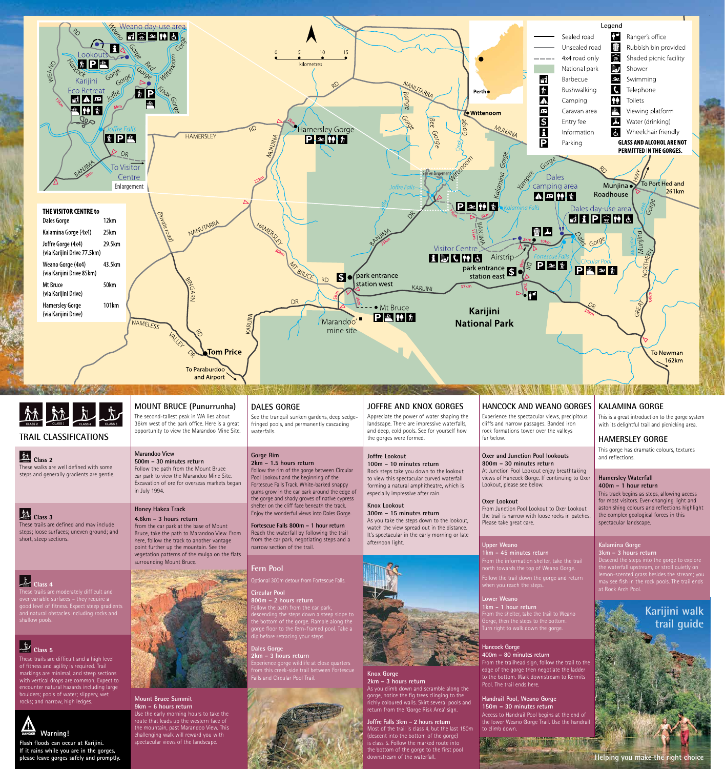## Legend

| | | | |
|---|---|---|---|
| Sealed road | | Ranger's office | |
| Unsealed road | | Rubbish bin provided | |
| 4x4 road only | | Shaded picnic facility | |
| National park | | Shower | |
| Barbecue | | Swimming | |
| Bushwalking | | Telephone | |
| Camping | | Toilets | |
| Caravan area | | Viewing platform | |
| Entry fee | | Water (drinking) | |
| Information | | Wheelchair friendly | |
| Parking | | | |

**GLASS AND ALCOHOL ARE NOT PERMITTED IN THE GORGES.**

### THE VISITOR CENTRE to

| | |
|---|---|
| Dales Gorge | 12km |
| Kalamina Gorge (4x4) | 25km |
| Joffre Gorge (4x4) (via Karijini Drive 77.5km) | 29.5km |
| Weano Gorge (4x4) (via Karijini Drive 85km) | 43.5km |
| Mt Bruce (via Karijini Drive) | 50km |
| Hamersley Gorge (via Karijini Drive) | 101km |

Karijini National Park

## TRAIL CLASSIFICATIONS

**Class 2**
These walks are well defined with some steps and generally gradients are gentle.

**Class 3**
These trails are defined and may include steps; loose surfaces; uneven ground; and short, steep sections.

**Class 4**
These trails are moderately difficult and over variable surfaces – they require a good level of fitness. Expect steep gradients and natural obstacles including rocks and shallow pools.

**Class 5**
These trails are difficult and a high level of fitness and agility is required. Trail markings are minimal, and steep sections with vertical drops are common. Expect to encounter natural hazards including large boulders; pools of water; slippery, wet rocks; and narrow, high ledges.

**Warning!**
Flash floods can occur at Karijini.
If it rains while you are in the gorges, please leave gorges safely and promptly.

## MOUNT BRUCE (Punurrunha)

The second-tallest peak in WA lies about 36km west of the park office. Here is a great opportunity to view the Marandoo Mine Site.

**Marandoo View**
**500m – 30 minutes return**
Follow the path from the Mount Bruce car park to view the Marandoo Mine Site. Excavation of ore for overseas markets began in July 1994.

**Honey Hakea Track**
**4.6km – 3 hours return**
From the car park at the base of Mount Bruce, take the path to Marandoo View. From here, follow the track to another vantage point further up the mountain. See the vegetation patterns of the mulga on the flats surrounding Mount Bruce.

**Mount Bruce Summit**
**9km – 6 hours return**
Use the early morning hours to take the route that leads up the western face of the mountain, past Marandoo View. This challenging walk will reward you with spectacular views of the landscape.

## DALES GORGE

See the tranquil sunken gardens, deep sedge-fringed pools, and permanently cascading waterfalls.

**Gorge Rim**
**2km – 1.5 hours return**
Follow the rim of the gorge between Circular Pool Lookout and the beginning of the Fortescue Falls Track. White-barked snappy gums grow in the car park around the edge of the gorge and shady groves of native cypress shelter on the cliff face beneath the track. Enjoy the wonderful views into Dales Gorge.

**Fortescue Falls 800m – 1 hour return**
Reach the waterfall by following the trail from the car park, negotiating steps and a narrow section of the trail.

### Fern Pool

Optional 300m detour from Fortescue Falls.

**Circular Pool**
**800m – 2 hours return**
Follow the path from the car park, descending the steps down a steep slope to the bottom of the gorge. Ramble along the gorge floor to the fern-framed pool. Take a dip before retracing your steps.

**Dales Gorge**
**2km – 3 hours return**
Experience gorge wildlife at close quarters from this creek-side trail between Fortescue Falls and Circular Pool Trail.

## JOFFRE AND KNOX GORGES

Appreciate the power of water shaping the landscape. There are impressive waterfalls, and deep, cold pools. See for yourself how the gorges were formed.

**Joffre Lookout**
**100m – 10 minutes return**
Rock steps take you down to the lookout to view this spectacular curved waterfall forming a natural amphitheatre, which is especially impressive after rain.

**Knox Lookout**
**300m – 15 minutes return**
As you take the steps down to the lookout, watch the view spread out in the distance. It's spectacular in the early morning or late afternoon light.

**Knox Gorge**
**2km – 3 hours return**
As you climb down and scramble along the gorge, notice the fig trees clinging to the richly coloured walls. Skirt several pools and return from the 'Gorge Risk Area' sign.

**Joffre Falls 3km – 2 hours return**
Most of the trail is class 4, but the last 150m (descent into the bottom of the gorge) is class 5. Follow the marked route into the bottom of the gorge to the first pool downstream of the waterfall.

## HANCOCK AND WEANO GORGES

Experience the spectacular views, precipitous cliffs and narrow passages. Banded iron rock formations tower over the valleys far below.

**Oxer and Junction Pool lookouts**
**800m – 30 minutes return**
At Junction Pool Lookout enjoy breathtaking views of Hancock Gorge. If continuing to Oxer Lookout, please see below.

**Oxer Lookout**
From Junction Pool Lookout to Oxer Lookout the trail is narrow with loose rocks in patches. Please take great care.

**Upper Weano**
**1km – 45 minutes return**
From the information shelter, take the trail north towards the top of Weano Gorge.

Follow the trail down the gorge and return when you reach the steps.

**Lower Weano**
**1km – 1 hour return**
From the shelter, take the trail to Weano Gorge, then the steps to the bottom. Turn right to walk down the gorge.

**Hancock Gorge**
**400m – 80 minutes return**
From the trailhead sign, follow the trail to the edge of the gorge then negotiate the ladder to the bottom. Walk downstream to Kermits Pool. The trail ends here.

**Handrail Pool, Weano Gorge**
**150m – 30 minutes return**
Access to Handrail Pool begins at the end of the lower Weano Gorge Trail. Use the handrail to climb down.

## KALAMINA GORGE

This is a great introduction to the gorge system with its delightful trail and picnicking area.

## HAMERSLEY GORGE

This gorge has dramatic colours, textures and reflections.

**Hamersley Waterfall**
**400m – 1 hour return**
This track begins as steps, allowing access for most visitors. Ever-changing light and astonishing colours and reflections highlight the complex geological forces in this spectacular landscape.

**Kalamina Gorge**
**3km – 3 hours return**
Descend the steps into the gorge to explore the waterfall upstream, or stroll quietly on lemon-scented grass besides the stream; you may see fish in the rock pools. The trail ends at Rock Arch Pool.

Karijini walk trail guide

Helping you make the right choice